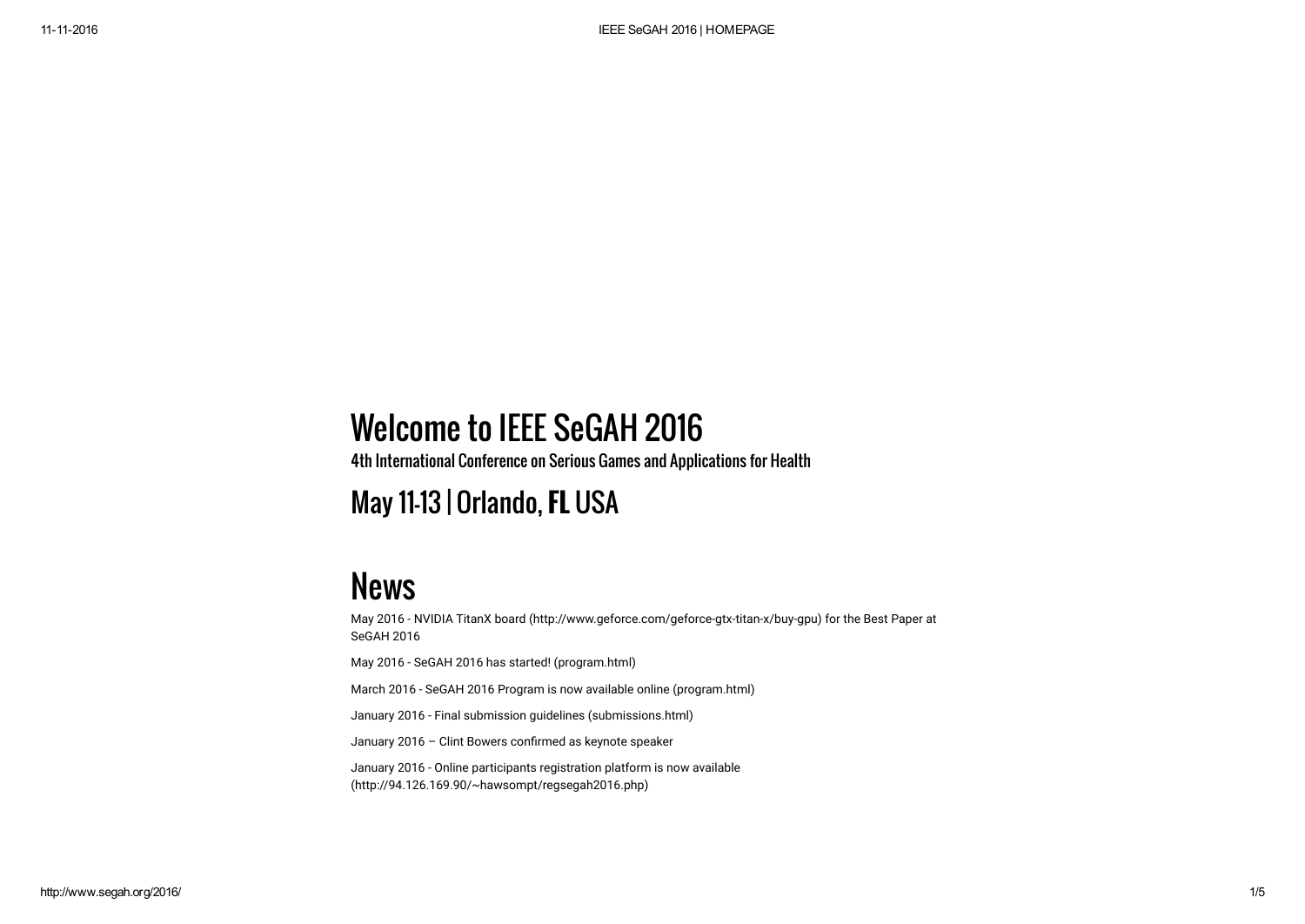# Welcome to IEEE SeGAH 2016

### 4th International Conference on Serious Games and Applications for Health

## May 11-13 | Orlando, **FL** USA

# News

May 2016 - NVIDIA TitanX board (http://www.geforce.com/geforce-gtx-titan-x/buy-gpu) for the Best Paper at SeGAH 2016

May 2016 - SeGAH 2016 has started! (program.html)

March 2016 - SeGAH 2016 Program is now available online (program.html)

January 2016 - Final submission guidelines (submissions.html)

January 2016 – Clint Bowers confirmed as keynote speaker

January 2016 - Online participants registration platform is now available (http://94.126.169.90/~hawsompt/regsegah2016.php)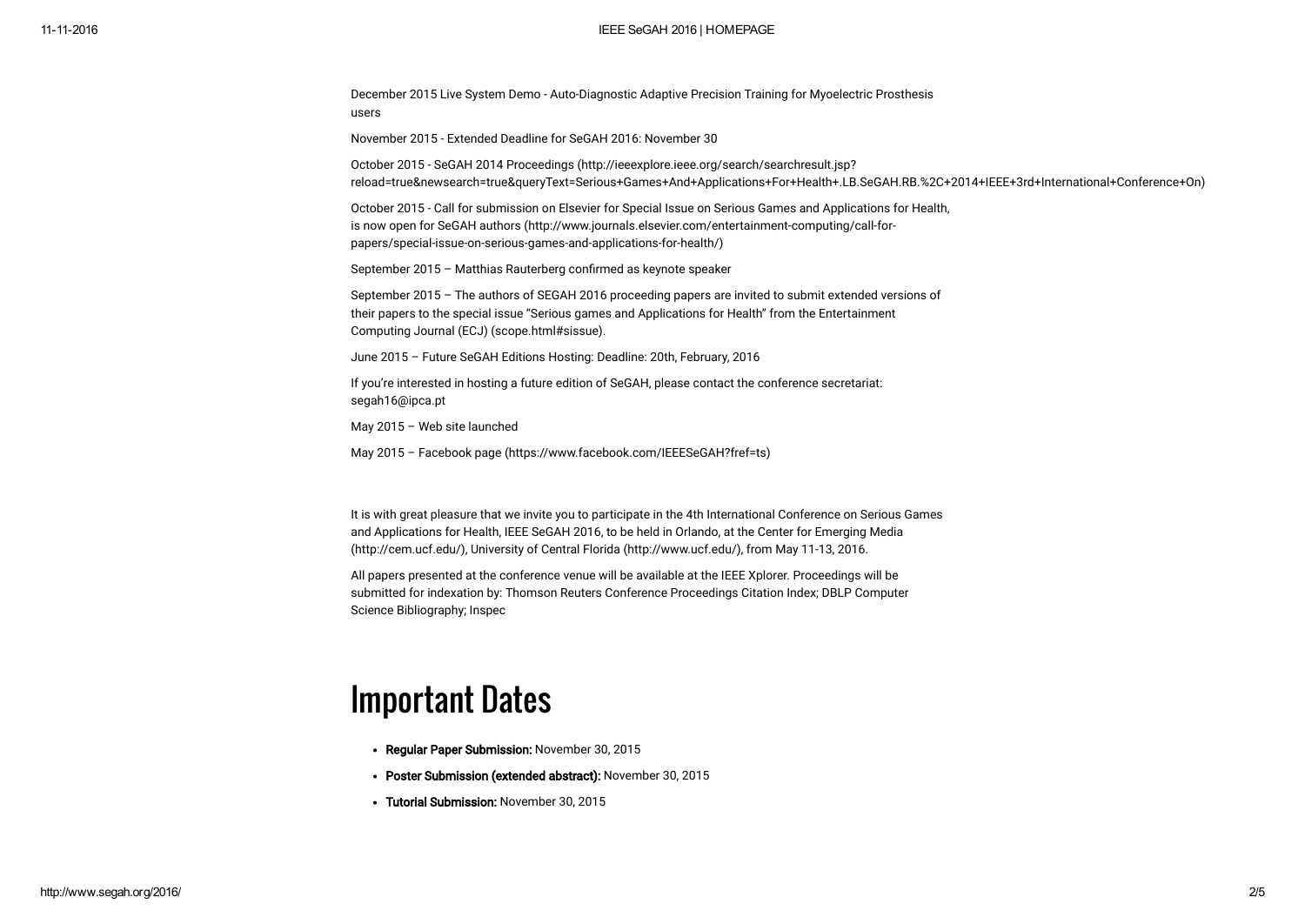December 2015 Live System Demo - Auto-Diagnostic Adaptive Precision Training for Myoelectric Prosthesis users

November 2015 - Extended Deadline for SeGAH 2016: November 30

October 2015 - SeGAH 2014 Proceedings (http://ieeexplore.ieee.org/search/searchresult.jsp?reload=true&newsearch=true&queryText=Serious+Games+And+Applications+For+Health+.LB.SeGAH.RB.%2C+2014+IEEE+3rd+International+Conference+On)

October 2015 - Call for submission on Elsevier for Special Issue on Serious Games and Applications for Health, is now open for SeGAH authors (http://www.journals.elsevier.com/entertainment-computing/call-for-papers/special-issue-on-serious-games-and-applications-for-health/)

September 2015 – Matthias Rauterberg confirmed as keynote speaker

September 2015 – The authors of SEGAH 2016 proceeding papers are invited to submit extended versions of their papers to the special issue "Serious games and Applications for Health" from the Entertainment Computing Journal (ECJ) (scope.html#sissue).

June 2015 – Future SeGAH Editions Hosting: Deadline: 20th, February, 2016

If you're interested in hosting a future edition of SeGAH, please contact the conference secretariat: segah16@ipca.pt

May 2015 – Web site launched

May 2015 – Facebook page (https://www.facebook.com/IEEESeGAH?fref=ts)

It is with great pleasure that we invite you to participate in the 4th International Conference on Serious Games and Applications for Health, IEEE SeGAH 2016, to be held in Orlando, at the Center for Emerging Media (http://cem.ucf.edu/), University of Central Florida (http://www.ucf.edu/), from May 11-13, 2016.

All papers presented at the conference venue will be available at the IEEE Xplorer. Proceedings will be submitted for indexation by: Thomson Reuters Conference Proceedings Citation Index; DBLP Computer Science Bibliography; Inspec

# Important Dates

- **Regular Paper Submission:** November 30, 2015
- **Poster Submission (extended abstract):** November 30, 2015
- **Tutorial Submission:** November 30, 2015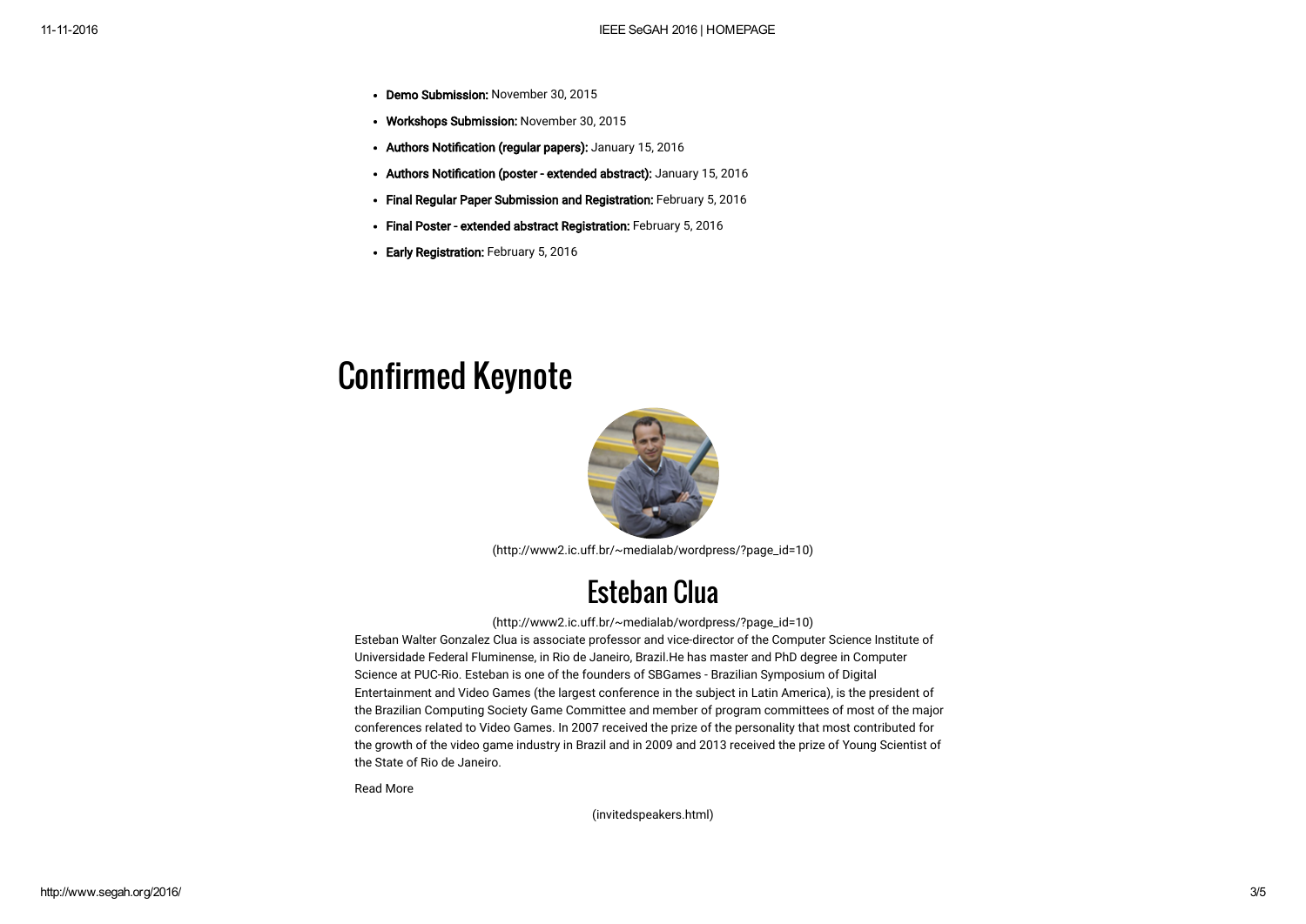- **Demo Submission:** November 30, 2015
- **Workshops Submission:** November 30, 2015
- **Authors Notification (regular papers):** January 15, 2016
- **Authors Notification (poster - extended abstract):** January 15, 2016
- **Final Regular Paper Submission and Registration:** February 5, 2016
- **Final Poster - extended abstract Registration:** February 5, 2016
- **Early Registration:** February 5, 2016

# Confirmed Keynote

(http://www2.ic.uff.br/~medialab/wordpress/?page_id=10)

## Esteban Clua

(http://www2.ic.uff.br/~medialab/wordpress/?page_id=10)

Esteban Walter Gonzalez Clua is associate professor and vice-director of the Computer Science Institute of Universidade Federal Fluminense, in Rio de Janeiro, Brazil.He has master and PhD degree in Computer Science at PUC-Rio. Esteban is one of the founders of SBGames - Brazilian Symposium of Digital Entertainment and Video Games (the largest conference in the subject in Latin America), is the president of the Brazilian Computing Society Game Committee and member of program committees of most of the major conferences related to Video Games. In 2007 received the prize of the personality that most contributed for the growth of the video game industry in Brazil and in 2009 and 2013 received the prize of Young Scientist of the State of Rio de Janeiro.

Read More

(invitedspeakers.html)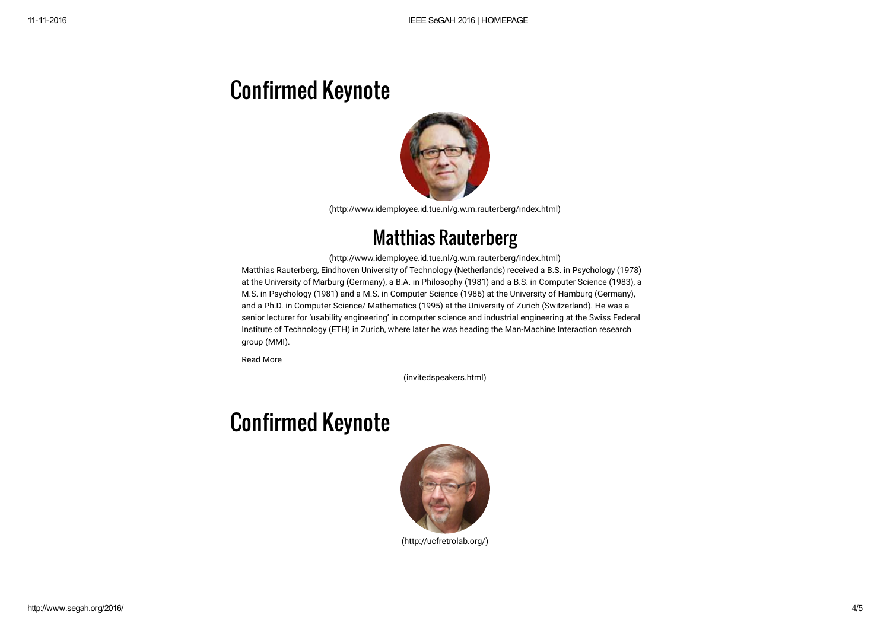# Confirmed Keynote

(http://www.idemployee.id.tue.nl/g.w.m.rauterberg/index.html)

## Matthias Rauterberg

(http://www.idemployee.id.tue.nl/g.w.m.rauterberg/index.html)

Matthias Rauterberg, Eindhoven University of Technology (Netherlands) received a B.S. in Psychology (1978) at the University of Marburg (Germany), a B.A. in Philosophy (1981) and a B.S. in Computer Science (1983), a M.S. in Psychology (1981) and a M.S. in Computer Science (1986) at the University of Hamburg (Germany), and a Ph.D. in Computer Science/ Mathematics (1995) at the University of Zurich (Switzerland). He was a senior lecturer for 'usability engineering' in computer science and industrial engineering at the Swiss Federal Institute of Technology (ETH) in Zurich, where later he was heading the Man-Machine Interaction research group (MMI).

Read More

(invitedspeakers.html)

# Confirmed Keynote

(http://ucfretrolab.org/)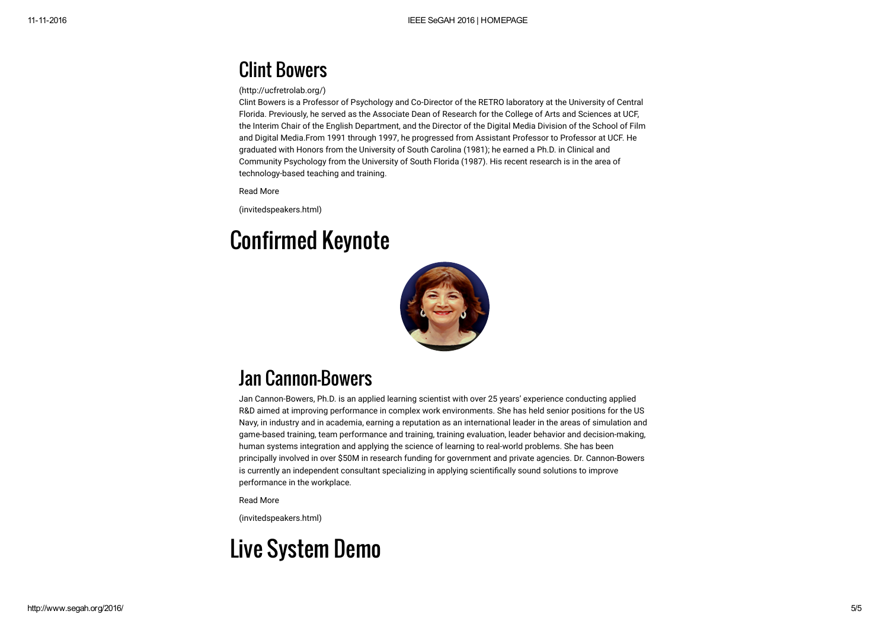### Clint Bowers

(http://ucfretrolab.org/)

Clint Bowers is a Professor of Psychology and Co-Director of the RETRO laboratory at the University of Central Florida. Previously, he served as the Associate Dean of Research for the College of Arts and Sciences at UCF, the Interim Chair of the English Department, and the Director of the Digital Media Division of the School of Film and Digital Media.From 1991 through 1997, he progressed from Assistant Professor to Professor at UCF. He graduated with Honors from the University of South Carolina (1981); he earned a Ph.D. in Clinical and Community Psychology from the University of South Florida (1987). His recent research is in the area of technology-based teaching and training.

Read More

(invitedspeakers.html)

## Confirmed Keynote

### Jan Cannon-Bowers

Jan Cannon-Bowers, Ph.D. is an applied learning scientist with over 25 years' experience conducting applied R&D aimed at improving performance in complex work environments. She has held senior positions for the US Navy, in industry and in academia, earning a reputation as an international leader in the areas of simulation and game-based training, team performance and training, training evaluation, leader behavior and decision-making, human systems integration and applying the science of learning to real-world problems. She has been principally involved in over $50M in research funding for government and private agencies. Dr. Cannon-Bowers is currently an independent consultant specializing in applying scientifically sound solutions to improve performance in the workplace.

Read More

(invitedspeakers.html)

## Live System Demo